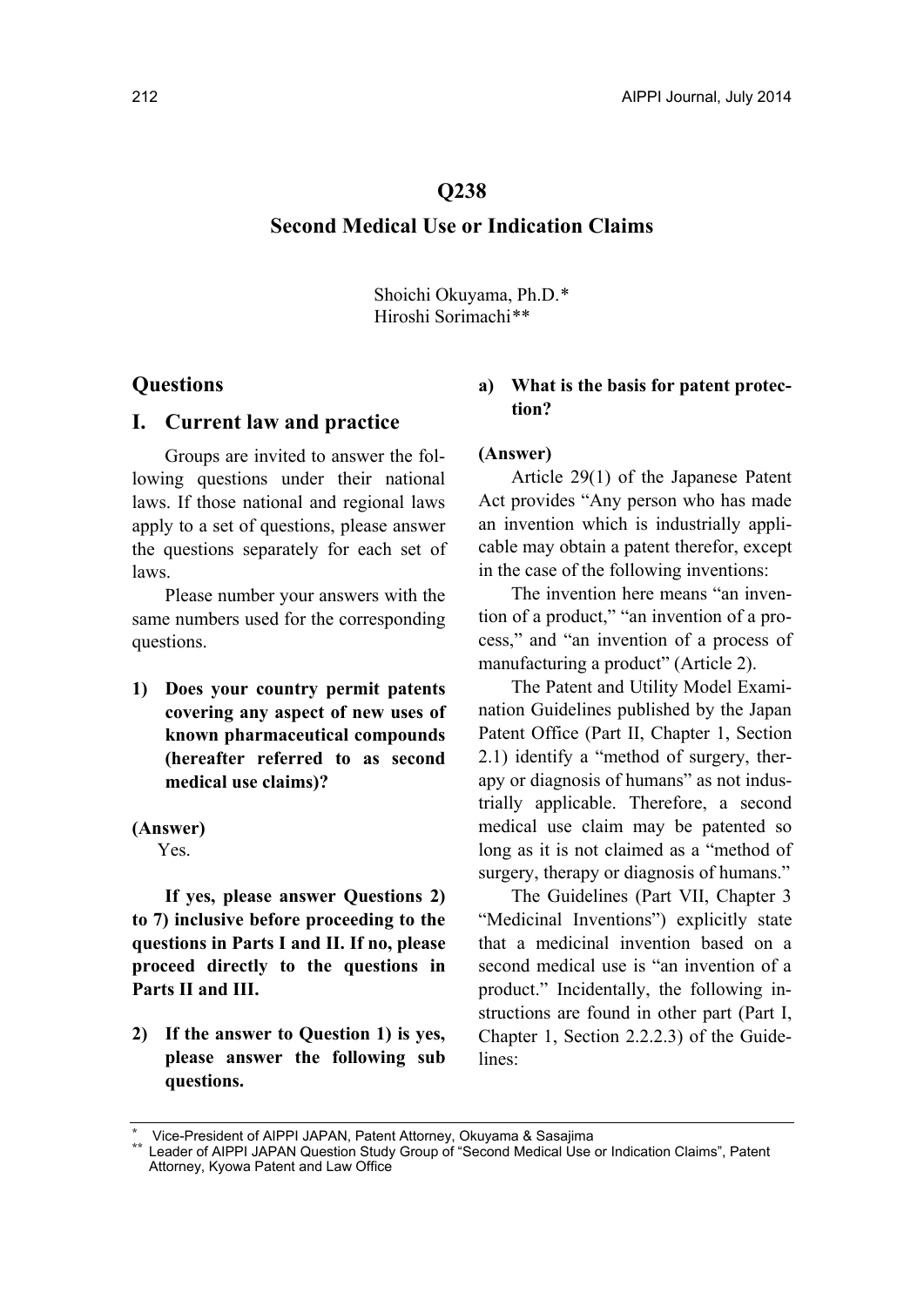# Q238

## Second Medical Use or Indication Claims

Shoichi Okuyama, Ph.D.*
Hiroshi Sorimachi**

## Questions

### I. Current law and practice

Groups are invited to answer the following questions under their national laws. If those national and regional laws apply to a set of questions, please answer the questions separately for each set of laws.

Please number your answers with the same numbers used for the corresponding questions.

**1) Does your country permit patents covering any aspect of new uses of known pharmaceutical compounds (hereafter referred to as second medical use claims)?**

**(Answer)**

Yes.

**If yes, please answer Questions 2) to 7) inclusive before proceeding to the questions in Parts I and II. If no, please proceed directly to the questions in Parts II and III.**

**2) If the answer to Question 1) is yes, please answer the following sub questions.**

**a) What is the basis for patent protection?**

**(Answer)**

Article 29(1) of the Japanese Patent Act provides "Any person who has made an invention which is industrially applicable may obtain a patent therefor, except in the case of the following inventions:

The invention here means "an invention of a product," "an invention of a process," and "an invention of a process of manufacturing a product" (Article 2).

The Patent and Utility Model Examination Guidelines published by the Japan Patent Office (Part II, Chapter 1, Section 2.1) identify a "method of surgery, therapy or diagnosis of humans" as not industrially applicable. Therefore, a second medical use claim may be patented so long as it is not claimed as a "method of surgery, therapy or diagnosis of humans."

The Guidelines (Part VII, Chapter 3 "Medicinal Inventions") explicitly state that a medicinal invention based on a second medical use is "an invention of a product." Incidentally, the following instructions are found in other part (Part I, Chapter 1, Section 2.2.2.3) of the Guidelines:

---

* Vice-President of AIPPI JAPAN, Patent Attorney, Okuyama & Sasajima

** Leader of AIPPI JAPAN Question Study Group of "Second Medical Use or Indication Claims", Patent Attorney, Kyowa Patent and Law Office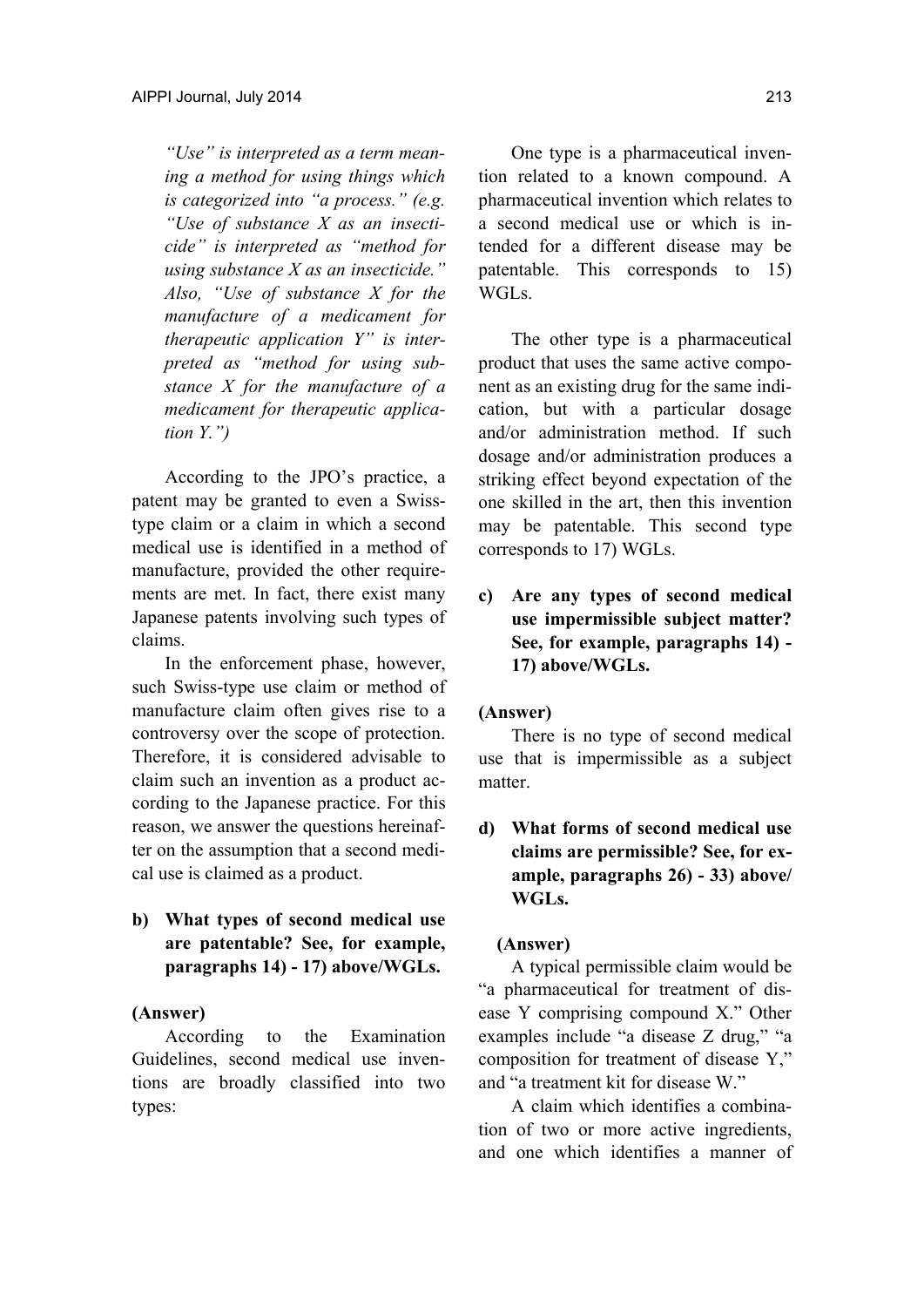*"Use" is interpreted as a term meaning a method for using things which is categorized into "a process." (e.g. "Use of substance X as an insecticide" is interpreted as "method for using substance X as an insecticide." Also, "Use of substance X for the manufacture of a medicament for therapeutic application Y" is interpreted as "method for using substance X for the manufacture of a medicament for therapeutic application Y.")*

According to the JPO's practice, a patent may be granted to even a Swiss-type claim or a claim in which a second medical use is identified in a method of manufacture, provided the other requirements are met. In fact, there exist many Japanese patents involving such types of claims.

In the enforcement phase, however, such Swiss-type use claim or method of manufacture claim often gives rise to a controversy over the scope of protection. Therefore, it is considered advisable to claim such an invention as a product according to the Japanese practice. For this reason, we answer the questions hereinafter on the assumption that a second medical use is claimed as a product.

**b) What types of second medical use are patentable? See, for example, paragraphs 14) - 17) above/WGLs.**

**(Answer)**

According to the Examination Guidelines, second medical use inventions are broadly classified into two types:

One type is a pharmaceutical invention related to a known compound. A pharmaceutical invention which relates to a second medical use or which is intended for a different disease may be patentable. This corresponds to 15) WGLs.

The other type is a pharmaceutical product that uses the same active component as an existing drug for the same indication, but with a particular dosage and/or administration method. If such dosage and/or administration produces a striking effect beyond expectation of the one skilled in the art, then this invention may be patentable. This second type corresponds to 17) WGLs.

**c) Are any types of second medical use impermissible subject matter? See, for example, paragraphs 14) - 17) above/WGLs.**

**(Answer)**

There is no type of second medical use that is impermissible as a subject matter.

**d) What forms of second medical use claims are permissible? See, for example, paragraphs 26) - 33) above/ WGLs.**

**(Answer)**

A typical permissible claim would be "a pharmaceutical for treatment of disease Y comprising compound X." Other examples include "a disease Z drug," "a composition for treatment of disease Y," and "a treatment kit for disease W."

A claim which identifies a combination of two or more active ingredients, and one which identifies a manner of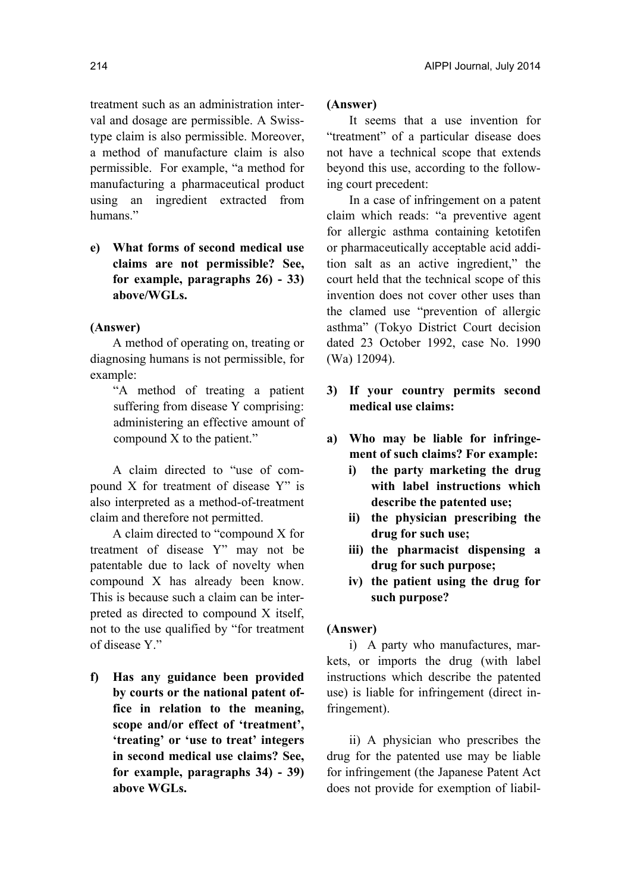treatment such as an administration interval and dosage are permissible. A Swiss-type claim is also permissible. Moreover, a method of manufacture claim is also permissible. For example, "a method for manufacturing a pharmaceutical product using an ingredient extracted from humans."

**e) What forms of second medical use claims are not permissible? See, for example, paragraphs 26) - 33) above/WGLs.**

**(Answer)**

A method of operating on, treating or diagnosing humans is not permissible, for example:

> "A method of treating a patient suffering from disease Y comprising: administering an effective amount of compound X to the patient."

A claim directed to "use of compound X for treatment of disease Y" is also interpreted as a method-of-treatment claim and therefore not permitted.

A claim directed to "compound X for treatment of disease Y" may not be patentable due to lack of novelty when compound X has already been know. This is because such a claim can be interpreted as directed to compound X itself, not to the use qualified by "for treatment of disease Y."

**f) Has any guidance been provided by courts or the national patent office in relation to the meaning, scope and/or effect of 'treatment', 'treating' or 'use to treat' integers in second medical use claims? See, for example, paragraphs 34) - 39) above WGLs.**

**(Answer)**

It seems that a use invention for "treatment" of a particular disease does not have a technical scope that extends beyond this use, according to the following court precedent:

In a case of infringement on a patent claim which reads: "a preventive agent for allergic asthma containing ketotifen or pharmaceutically acceptable acid addition salt as an active ingredient," the court held that the technical scope of this invention does not cover other uses than the clamed use "prevention of allergic asthma" (Tokyo District Court decision dated 23 October 1992, case No. 1990 (Wa) 12094).

**3) If your country permits second medical use claims:**

**a) Who may be liable for infringement of such claims? For example:**
   - **i) the party marketing the drug with label instructions which describe the patented use;**
   - **ii) the physician prescribing the drug for such use;**
   - **iii) the pharmacist dispensing a drug for such purpose;**
   - **iv) the patient using the drug for such purpose?**

**(Answer)**

i) A party who manufactures, markets, or imports the drug (with label instructions which describe the patented use) is liable for infringement (direct infringement).

ii) A physician who prescribes the drug for the patented use may be liable for infringement (the Japanese Patent Act does not provide for exemption of liabil-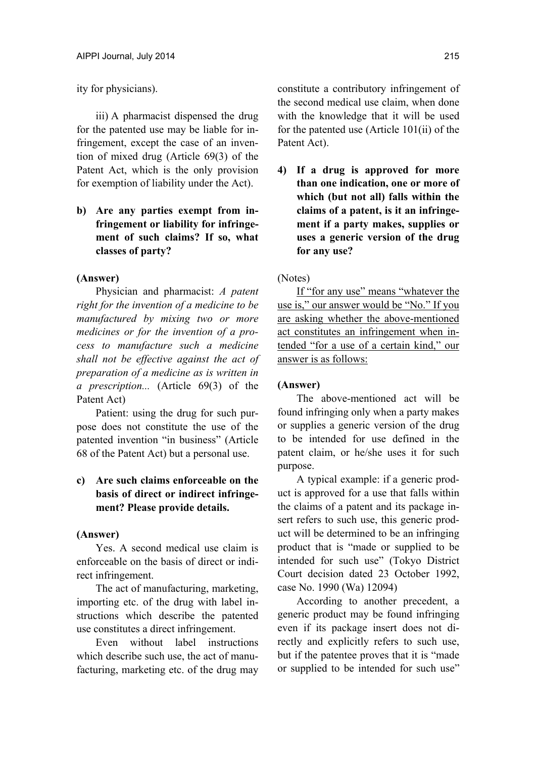ity for physicians).

iii) A pharmacist dispensed the drug for the patented use may be liable for infringement, except the case of an invention of mixed drug (Article 69(3) of the Patent Act, which is the only provision for exemption of liability under the Act).

**b) Are any parties exempt from infringement or liability for infringement of such claims? If so, what classes of party?**

**(Answer)**

Physician and pharmacist: *A patent right for the invention of a medicine to be manufactured by mixing two or more medicines or for the invention of a process to manufacture such a medicine shall not be effective against the act of preparation of a medicine as is written in a prescription...* (Article 69(3) of the Patent Act)

Patient: using the drug for such purpose does not constitute the use of the patented invention "in business" (Article 68 of the Patent Act) but a personal use.

**c) Are such claims enforceable on the basis of direct or indirect infringement? Please provide details.**

**(Answer)**

Yes. A second medical use claim is enforceable on the basis of direct or indirect infringement.

The act of manufacturing, marketing, importing etc. of the drug with label instructions which describe the patented use constitutes a direct infringement.

Even without label instructions which describe such use, the act of manufacturing, marketing etc. of the drug may constitute a contributory infringement of the second medical use claim, when done with the knowledge that it will be used for the patented use (Article 101(ii) of the Patent Act).

**4) If a drug is approved for more than one indication, one or more of which (but not all) falls within the claims of a patent, is it an infringement if a party makes, supplies or uses a generic version of the drug for any use?**

(Notes)

<u>If "for any use" means "whatever the use is," our answer would be "No." If you are asking whether the above-mentioned act constitutes an infringement when intended "for a use of a certain kind," our answer is as follows:</u>

**(Answer)**

The above-mentioned act will be found infringing only when a party makes or supplies a generic version of the drug to be intended for use defined in the patent claim, or he/she uses it for such purpose.

A typical example: if a generic product is approved for a use that falls within the claims of a patent and its package insert refers to such use, this generic product will be determined to be an infringing product that is "made or supplied to be intended for such use" (Tokyo District Court decision dated 23 October 1992, case No. 1990 (Wa) 12094)

According to another precedent, a generic product may be found infringing even if its package insert does not directly and explicitly refers to such use, but if the patentee proves that it is "made or supplied to be intended for such use"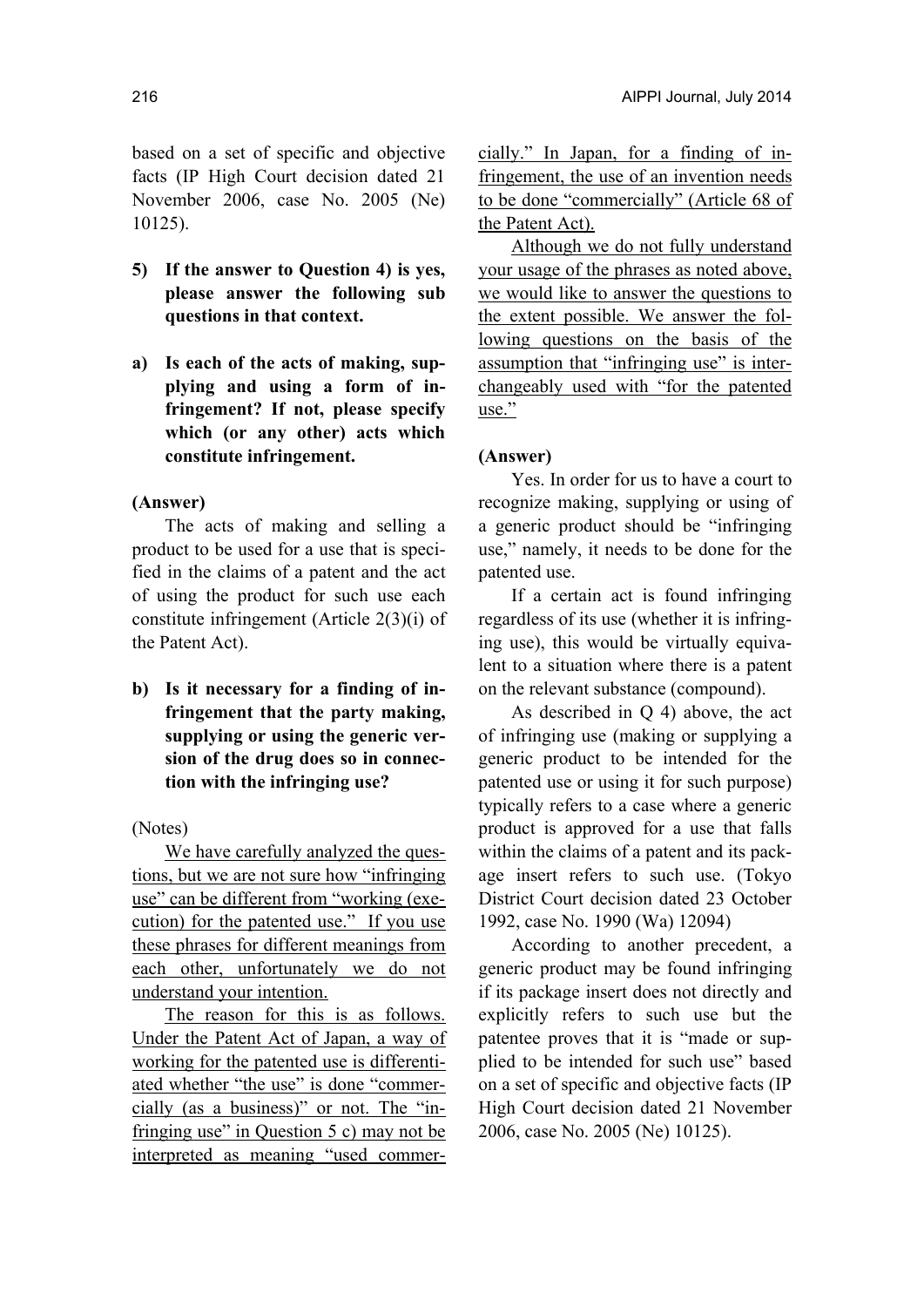based on a set of specific and objective facts (IP High Court decision dated 21 November 2006, case No. 2005 (Ne) 10125).

**5) If the answer to Question 4) is yes, please answer the following sub questions in that context.**

**a) Is each of the acts of making, supplying and using a form of infringement? If not, please specify which (or any other) acts which constitute infringement.**

**(Answer)**

The acts of making and selling a product to be used for a use that is specified in the claims of a patent and the act of using the product for such use each constitute infringement (Article 2(3)(i) of the Patent Act).

**b) Is it necessary for a finding of infringement that the party making, supplying or using the generic version of the drug does so in connection with the infringing use?**

(Notes)

<u>We have carefully analyzed the questions, but we are not sure how "infringing use" can be different from "working (execution) for the patented use." If you use these phrases for different meanings from each other, unfortunately we do not understand your intention.</u>

<u>The reason for this is as follows. Under the Patent Act of Japan, a way of working for the patented use is differentiated whether "the use" is done "commercially (as a business)" or not. The "infringing use" in Question 5 c) may not be interpreted as meaning "used commercially." In Japan, for a finding of infringement, the use of an invention needs to be done "commercially" (Article 68 of the Patent Act).</u>

<u>Although we do not fully understand your usage of the phrases as noted above, we would like to answer the questions to the extent possible. We answer the following questions on the basis of the assumption that "infringing use" is interchangeably used with "for the patented use."</u>

**(Answer)**

Yes. In order for us to have a court to recognize making, supplying or using of a generic product should be "infringing use," namely, it needs to be done for the patented use.

If a certain act is found infringing regardless of its use (whether it is infringing use), this would be virtually equivalent to a situation where there is a patent on the relevant substance (compound).

As described in Q 4) above, the act of infringing use (making or supplying a generic product to be intended for the patented use or using it for such purpose) typically refers to a case where a generic product is approved for a use that falls within the claims of a patent and its package insert refers to such use. (Tokyo District Court decision dated 23 October 1992, case No. 1990 (Wa) 12094)

According to another precedent, a generic product may be found infringing if its package insert does not directly and explicitly refers to such use but the patentee proves that it is "made or supplied to be intended for such use" based on a set of specific and objective facts (IP High Court decision dated 21 November 2006, case No. 2005 (Ne) 10125).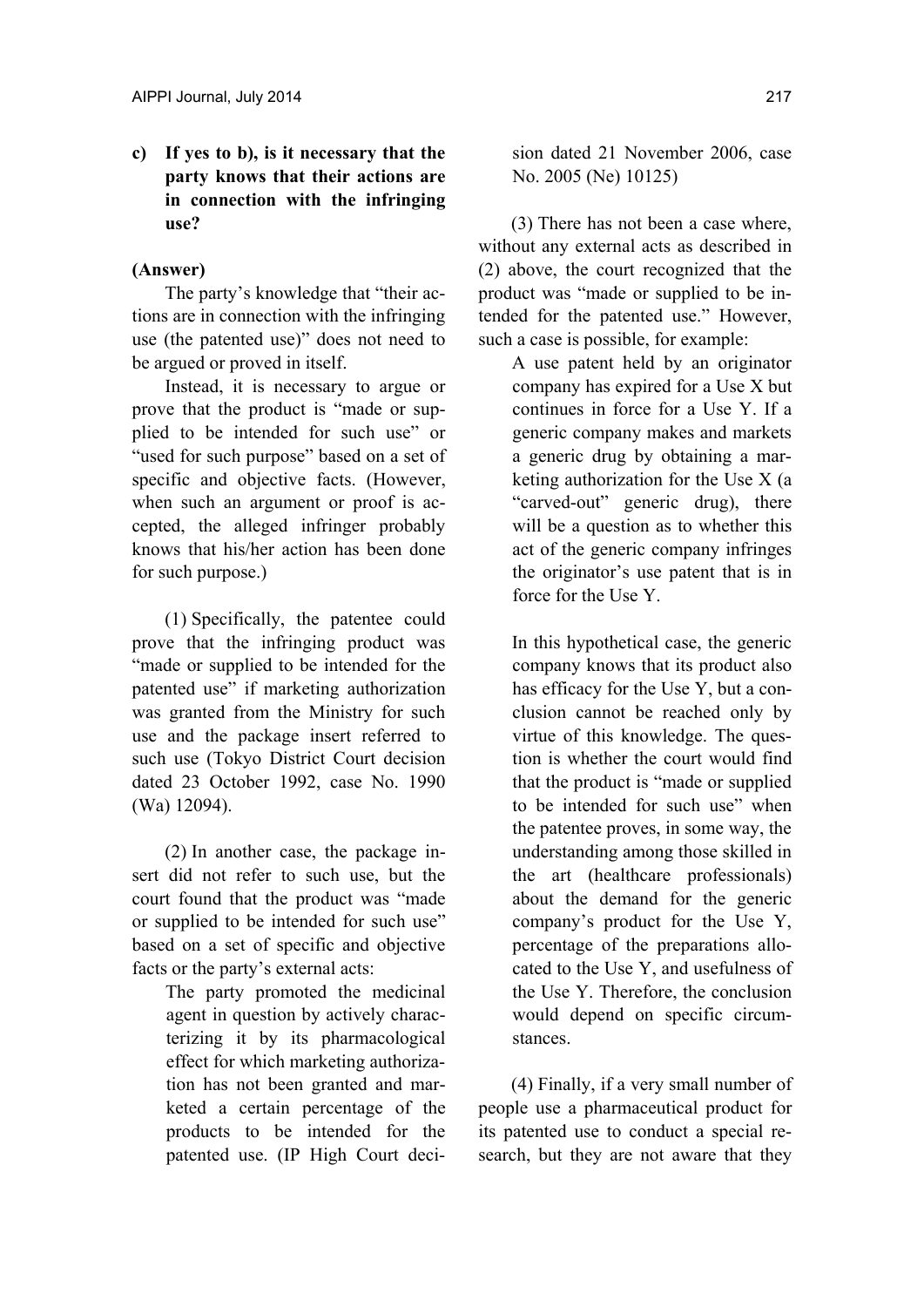**c) If yes to b), is it necessary that the party knows that their actions are in connection with the infringing use?**

**(Answer)**

The party's knowledge that "their actions are in connection with the infringing use (the patented use)" does not need to be argued or proved in itself.

Instead, it is necessary to argue or prove that the product is "made or supplied to be intended for such use" or "used for such purpose" based on a set of specific and objective facts. (However, when such an argument or proof is accepted, the alleged infringer probably knows that his/her action has been done for such purpose.)

(1) Specifically, the patentee could prove that the infringing product was "made or supplied to be intended for the patented use" if marketing authorization was granted from the Ministry for such use and the package insert referred to such use (Tokyo District Court decision dated 23 October 1992, case No. 1990 (Wa) 12094).

(2) In another case, the package insert did not refer to such use, but the court found that the product was "made or supplied to be intended for such use" based on a set of specific and objective facts or the party's external acts:

> The party promoted the medicinal agent in question by actively characterizing it by its pharmacological effect for which marketing authorization has not been granted and marketed a certain percentage of the products to be intended for the patented use. (IP High Court decision dated 21 November 2006, case No. 2005 (Ne) 10125)

(3) There has not been a case where, without any external acts as described in (2) above, the court recognized that the product was "made or supplied to be intended for the patented use." However, such a case is possible, for example:

> A use patent held by an originator company has expired for a Use X but continues in force for a Use Y. If a generic company makes and markets a generic drug by obtaining a marketing authorization for the Use X (a "carved-out" generic drug), there will be a question as to whether this act of the generic company infringes the originator's use patent that is in force for the Use Y.
>
> In this hypothetical case, the generic company knows that its product also has efficacy for the Use Y, but a conclusion cannot be reached only by virtue of this knowledge. The question is whether the court would find that the product is "made or supplied to be intended for such use" when the patentee proves, in some way, the understanding among those skilled in the art (healthcare professionals) about the demand for the generic company's product for the Use Y, percentage of the preparations allocated to the Use Y, and usefulness of the Use Y. Therefore, the conclusion would depend on specific circumstances.

(4) Finally, if a very small number of people use a pharmaceutical product for its patented use to conduct a special research, but they are not aware that they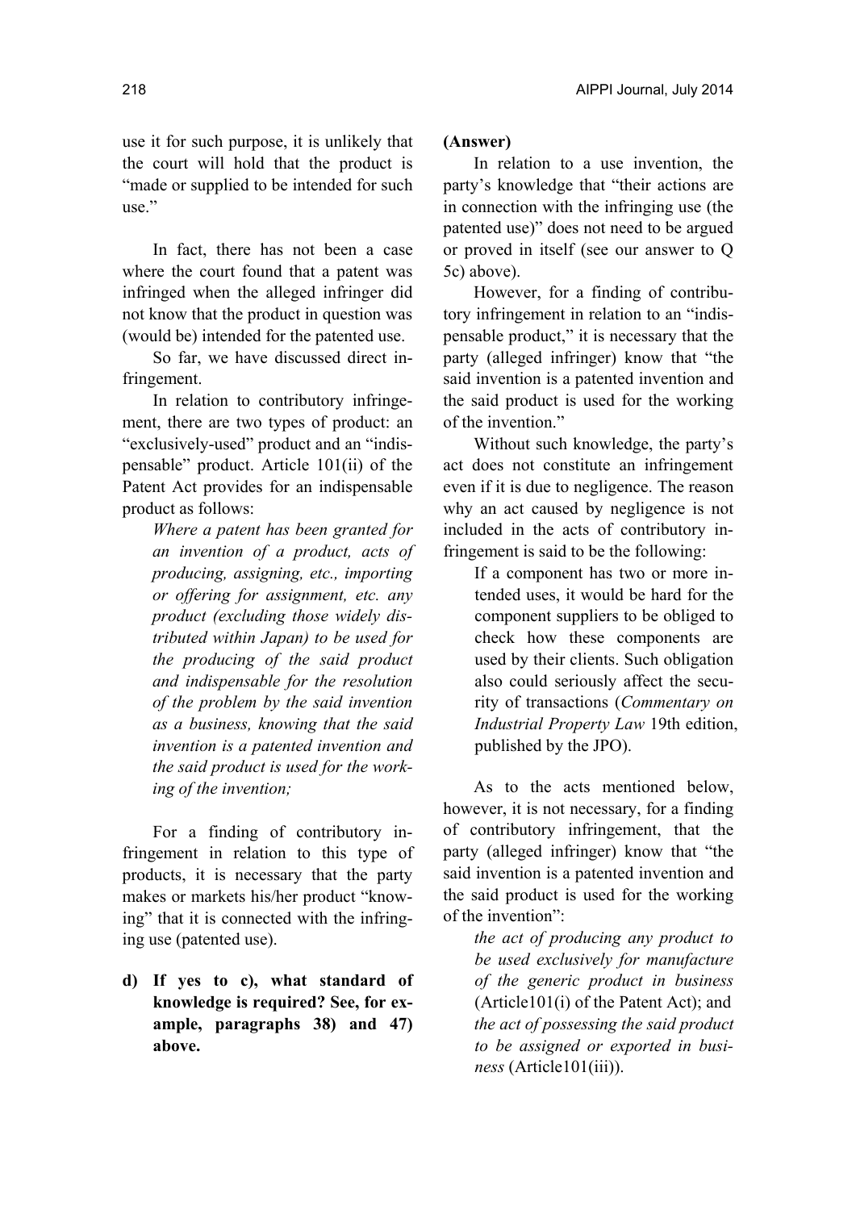use it for such purpose, it is unlikely that the court will hold that the product is "made or supplied to be intended for such use."

In fact, there has not been a case where the court found that a patent was infringed when the alleged infringer did not know that the product in question was (would be) intended for the patented use.

So far, we have discussed direct infringement.

In relation to contributory infringement, there are two types of product: an "exclusively-used" product and an "indispensable" product. Article 101(ii) of the Patent Act provides for an indispensable product as follows:

> *Where a patent has been granted for an invention of a product, acts of producing, assigning, etc., importing or offering for assignment, etc. any product (excluding those widely distributed within Japan) to be used for the producing of the said product and indispensable for the resolution of the problem by the said invention as a business, knowing that the said invention is a patented invention and the said product is used for the working of the invention;*

For a finding of contributory infringement in relation to this type of products, it is necessary that the party makes or markets his/her product "knowing" that it is connected with the infringing use (patented use).

**d) If yes to c), what standard of knowledge is required? See, for example, paragraphs 38) and 47) above.**

**(Answer)**

In relation to a use invention, the party's knowledge that "their actions are in connection with the infringing use (the patented use)" does not need to be argued or proved in itself (see our answer to Q 5c) above).

However, for a finding of contributory infringement in relation to an "indispensable product," it is necessary that the party (alleged infringer) know that "the said invention is a patented invention and the said product is used for the working of the invention."

Without such knowledge, the party's act does not constitute an infringement even if it is due to negligence. The reason why an act caused by negligence is not included in the acts of contributory infringement is said to be the following:

> If a component has two or more intended uses, it would be hard for the component suppliers to be obliged to check how these components are used by their clients. Such obligation also could seriously affect the security of transactions (*Commentary on Industrial Property Law* 19th edition, published by the JPO).

As to the acts mentioned below, however, it is not necessary, for a finding of contributory infringement, that the party (alleged infringer) know that "the said invention is a patented invention and the said product is used for the working of the invention":

> *the act of producing any product to be used exclusively for manufacture of the generic product in business* (Article101(i) of the Patent Act); and
> *the act of possessing the said product to be assigned or exported in business* (Article101(iii)).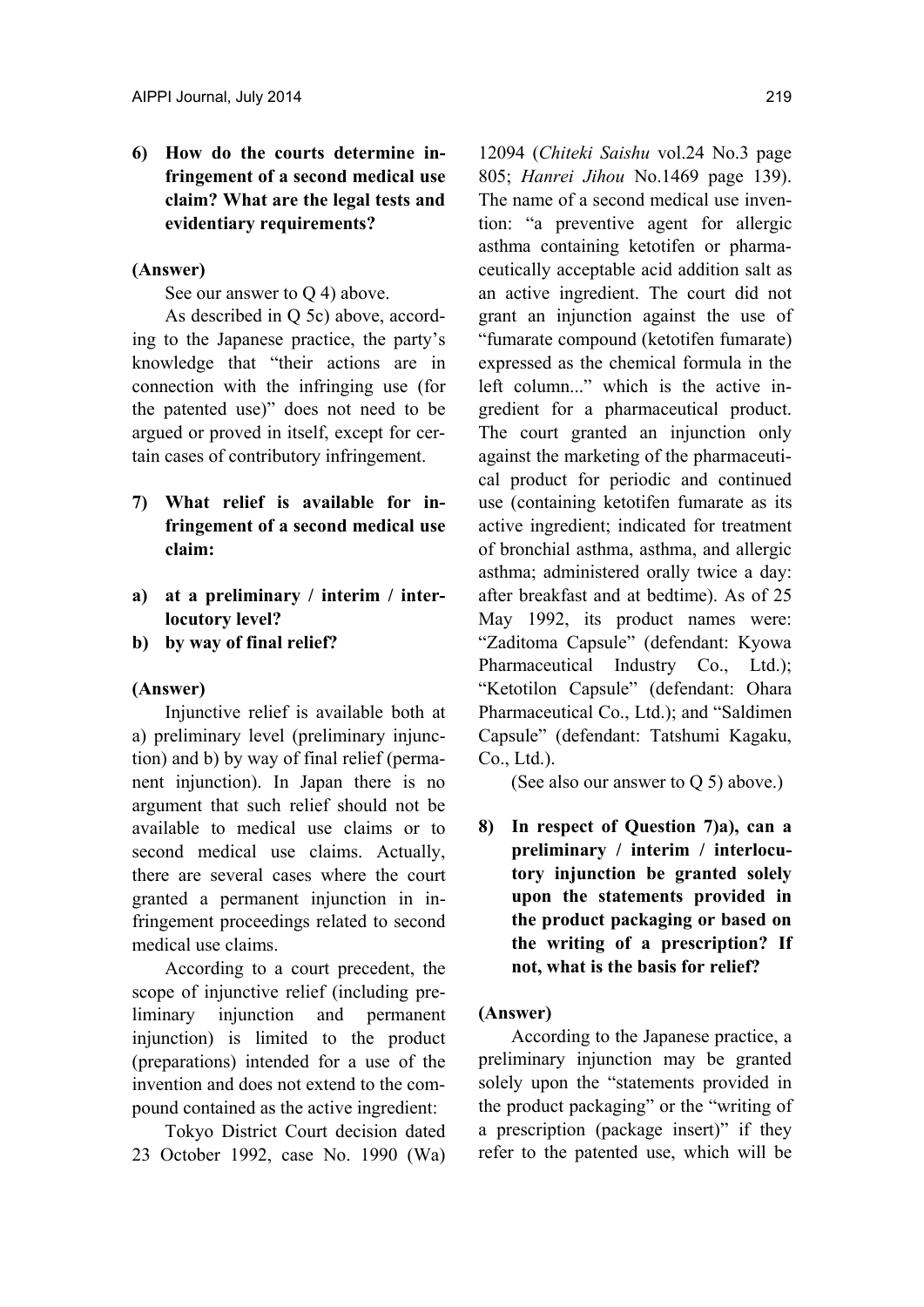**6) How do the courts determine infringement of a second medical use claim? What are the legal tests and evidentiary requirements?**

**(Answer)**

See our answer to Q 4) above.

As described in Q 5c) above, according to the Japanese practice, the party's knowledge that "their actions are in connection with the infringing use (for the patented use)" does not need to be argued or proved in itself, except for certain cases of contributory infringement.

**7) What relief is available for infringement of a second medical use claim:**

**a) at a preliminary / interim / interlocutory level?**

**b) by way of final relief?**

**(Answer)**

Injunctive relief is available both at a) preliminary level (preliminary injunction) and b) by way of final relief (permanent injunction). In Japan there is no argument that such relief should not be available to medical use claims or to second medical use claims. Actually, there are several cases where the court granted a permanent injunction in infringement proceedings related to second medical use claims.

According to a court precedent, the scope of injunctive relief (including preliminary injunction and permanent injunction) is limited to the product (preparations) intended for a use of the invention and does not extend to the compound contained as the active ingredient:

Tokyo District Court decision dated 23 October 1992, case No. 1990 (Wa) 12094 (*Chiteki Saishu* vol.24 No.3 page 805; *Hanrei Jihou* No.1469 page 139). The name of a second medical use invention: "a preventive agent for allergic asthma containing ketotifen or pharmaceutically acceptable acid addition salt as an active ingredient. The court did not grant an injunction against the use of "fumarate compound (ketotifen fumarate) expressed as the chemical formula in the left column..." which is the active ingredient for a pharmaceutical product. The court granted an injunction only against the marketing of the pharmaceutical product for periodic and continued use (containing ketotifen fumarate as its active ingredient; indicated for treatment of bronchial asthma, asthma, and allergic asthma; administered orally twice a day: after breakfast and at bedtime). As of 25 May 1992, its product names were: "Zaditoma Capsule" (defendant: Kyowa Pharmaceutical Industry Co., Ltd.); "Ketotilon Capsule" (defendant: Ohara Pharmaceutical Co., Ltd.); and "Saldimen Capsule" (defendant: Tatshumi Kagaku, Co., Ltd.).

(See also our answer to Q 5) above.)

**8) In respect of Question 7)a), can a preliminary / interim / interlocutory injunction be granted solely upon the statements provided in the product packaging or based on the writing of a prescription? If not, what is the basis for relief?**

**(Answer)**

According to the Japanese practice, a preliminary injunction may be granted solely upon the "statements provided in the product packaging" or the "writing of a prescription (package insert)" if they refer to the patented use, which will be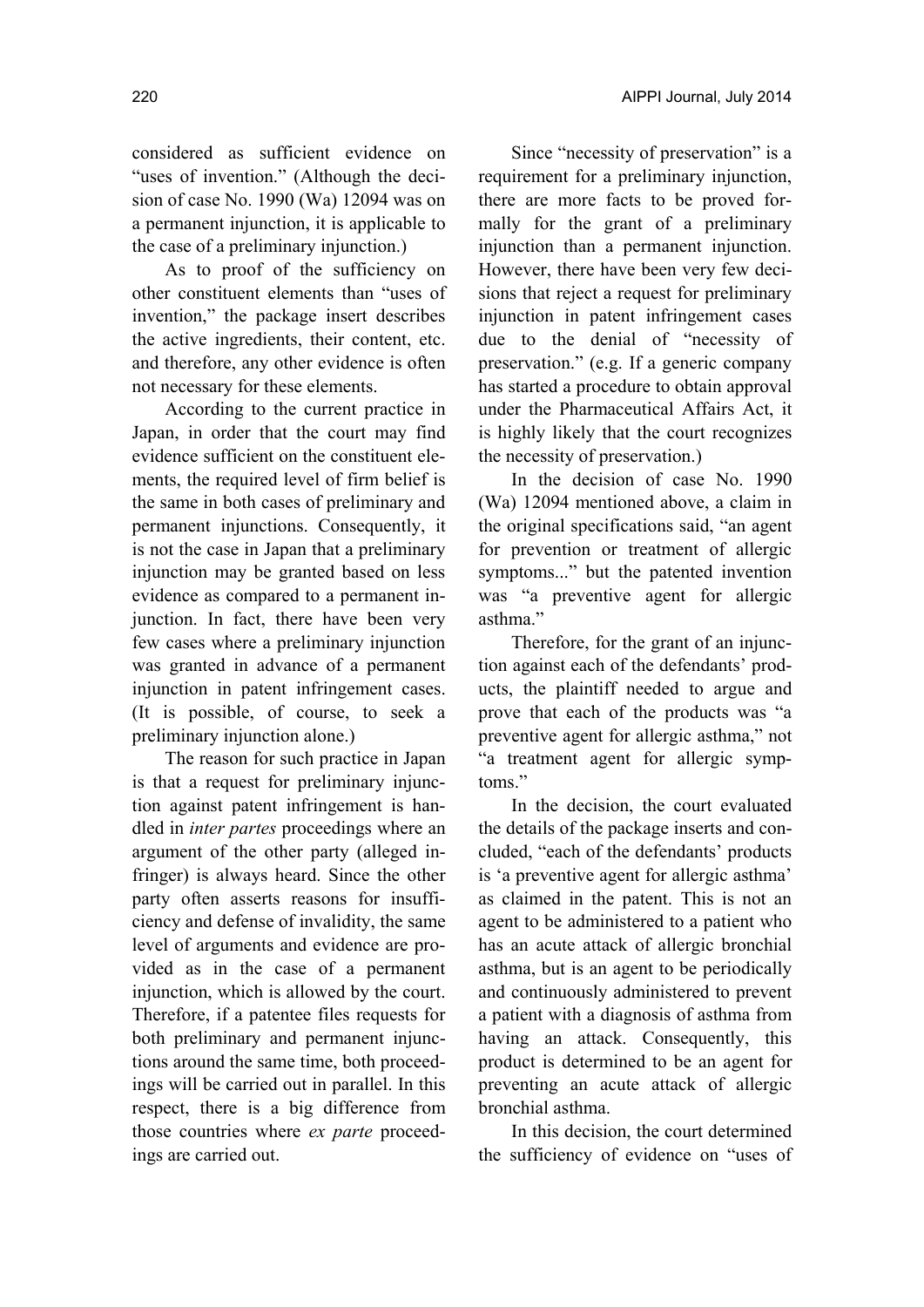considered as sufficient evidence on "uses of invention." (Although the decision of case No. 1990 (Wa) 12094 was on a permanent injunction, it is applicable to the case of a preliminary injunction.)

As to proof of the sufficiency on other constituent elements than "uses of invention," the package insert describes the active ingredients, their content, etc. and therefore, any other evidence is often not necessary for these elements.

According to the current practice in Japan, in order that the court may find evidence sufficient on the constituent elements, the required level of firm belief is the same in both cases of preliminary and permanent injunctions. Consequently, it is not the case in Japan that a preliminary injunction may be granted based on less evidence as compared to a permanent injunction. In fact, there have been very few cases where a preliminary injunction was granted in advance of a permanent injunction in patent infringement cases. (It is possible, of course, to seek a preliminary injunction alone.)

The reason for such practice in Japan is that a request for preliminary injunction against patent infringement is handled in *inter partes* proceedings where an argument of the other party (alleged infringer) is always heard. Since the other party often asserts reasons for insufficiency and defense of invalidity, the same level of arguments and evidence are provided as in the case of a permanent injunction, which is allowed by the court. Therefore, if a patentee files requests for both preliminary and permanent injunctions around the same time, both proceedings will be carried out in parallel. In this respect, there is a big difference from those countries where *ex parte* proceedings are carried out.

Since "necessity of preservation" is a requirement for a preliminary injunction, there are more facts to be proved formally for the grant of a preliminary injunction than a permanent injunction. However, there have been very few decisions that reject a request for preliminary injunction in patent infringement cases due to the denial of "necessity of preservation." (e.g. If a generic company has started a procedure to obtain approval under the Pharmaceutical Affairs Act, it is highly likely that the court recognizes the necessity of preservation.)

In the decision of case No. 1990 (Wa) 12094 mentioned above, a claim in the original specifications said, "an agent for prevention or treatment of allergic symptoms..." but the patented invention was "a preventive agent for allergic asthma."

Therefore, for the grant of an injunction against each of the defendants' products, the plaintiff needed to argue and prove that each of the products was "a preventive agent for allergic asthma," not "a treatment agent for allergic symptoms."

In the decision, the court evaluated the details of the package inserts and concluded, "each of the defendants' products is 'a preventive agent for allergic asthma' as claimed in the patent. This is not an agent to be administered to a patient who has an acute attack of allergic bronchial asthma, but is an agent to be periodically and continuously administered to prevent a patient with a diagnosis of asthma from having an attack. Consequently, this product is determined to be an agent for preventing an acute attack of allergic bronchial asthma.

In this decision, the court determined the sufficiency of evidence on "uses of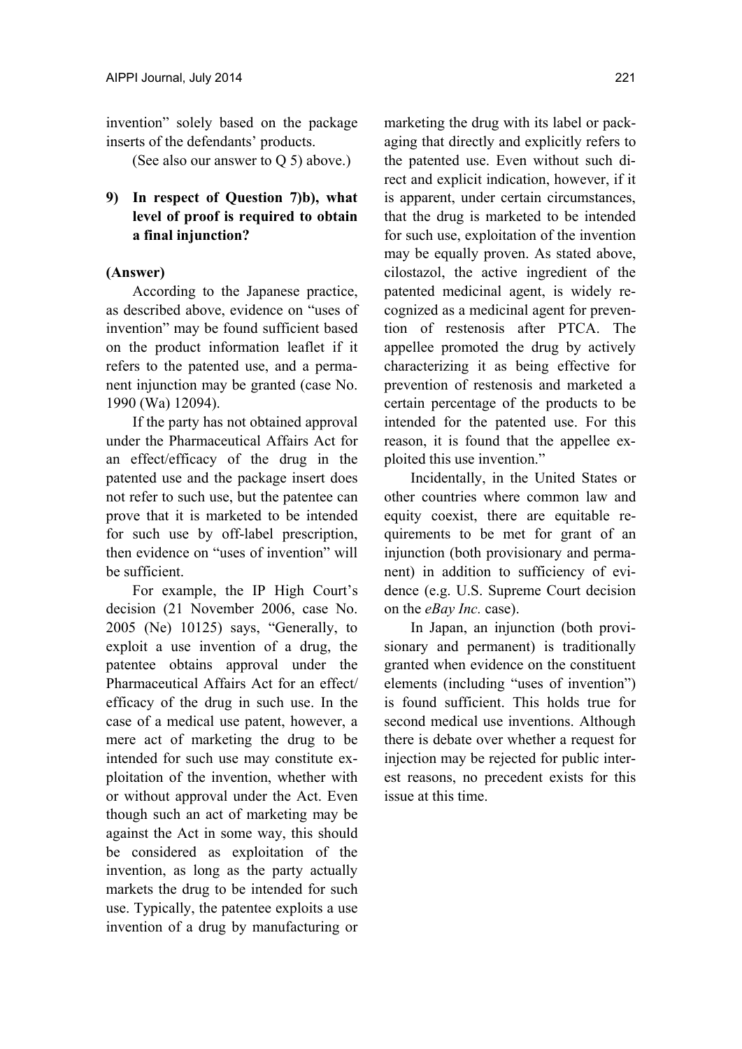invention" solely based on the package inserts of the defendants' products.

(See also our answer to Q 5) above.)

**9) In respect of Question 7)b), what level of proof is required to obtain a final injunction?**

**(Answer)**

According to the Japanese practice, as described above, evidence on "uses of invention" may be found sufficient based on the product information leaflet if it refers to the patented use, and a permanent injunction may be granted (case No. 1990 (Wa) 12094).

If the party has not obtained approval under the Pharmaceutical Affairs Act for an effect/efficacy of the drug in the patented use and the package insert does not refer to such use, but the patentee can prove that it is marketed to be intended for such use by off-label prescription, then evidence on "uses of invention" will be sufficient.

For example, the IP High Court's decision (21 November 2006, case No. 2005 (Ne) 10125) says, "Generally, to exploit a use invention of a drug, the patentee obtains approval under the Pharmaceutical Affairs Act for an effect/efficacy of the drug in such use. In the case of a medical use patent, however, a mere act of marketing the drug to be intended for such use may constitute exploitation of the invention, whether with or without approval under the Act. Even though such an act of marketing may be against the Act in some way, this should be considered as exploitation of the invention, as long as the party actually markets the drug to be intended for such use. Typically, the patentee exploits a use invention of a drug by manufacturing or marketing the drug with its label or packaging that directly and explicitly refers to the patented use. Even without such direct and explicit indication, however, if it is apparent, under certain circumstances, that the drug is marketed to be intended for such use, exploitation of the invention may be equally proven. As stated above, cilostazol, the active ingredient of the patented medicinal agent, is widely recognized as a medicinal agent for prevention of restenosis after PTCA. The appellee promoted the drug by actively characterizing it as being effective for prevention of restenosis and marketed a certain percentage of the products to be intended for the patented use. For this reason, it is found that the appellee exploited this use invention."

Incidentally, in the United States or other countries where common law and equity coexist, there are equitable requirements to be met for grant of an injunction (both provisionary and permanent) in addition to sufficiency of evidence (e.g. U.S. Supreme Court decision on the *eBay Inc.* case).

In Japan, an injunction (both provisionary and permanent) is traditionally granted when evidence on the constituent elements (including "uses of invention") is found sufficient. This holds true for second medical use inventions. Although there is debate over whether a request for injection may be rejected for public interest reasons, no precedent exists for this issue at this time.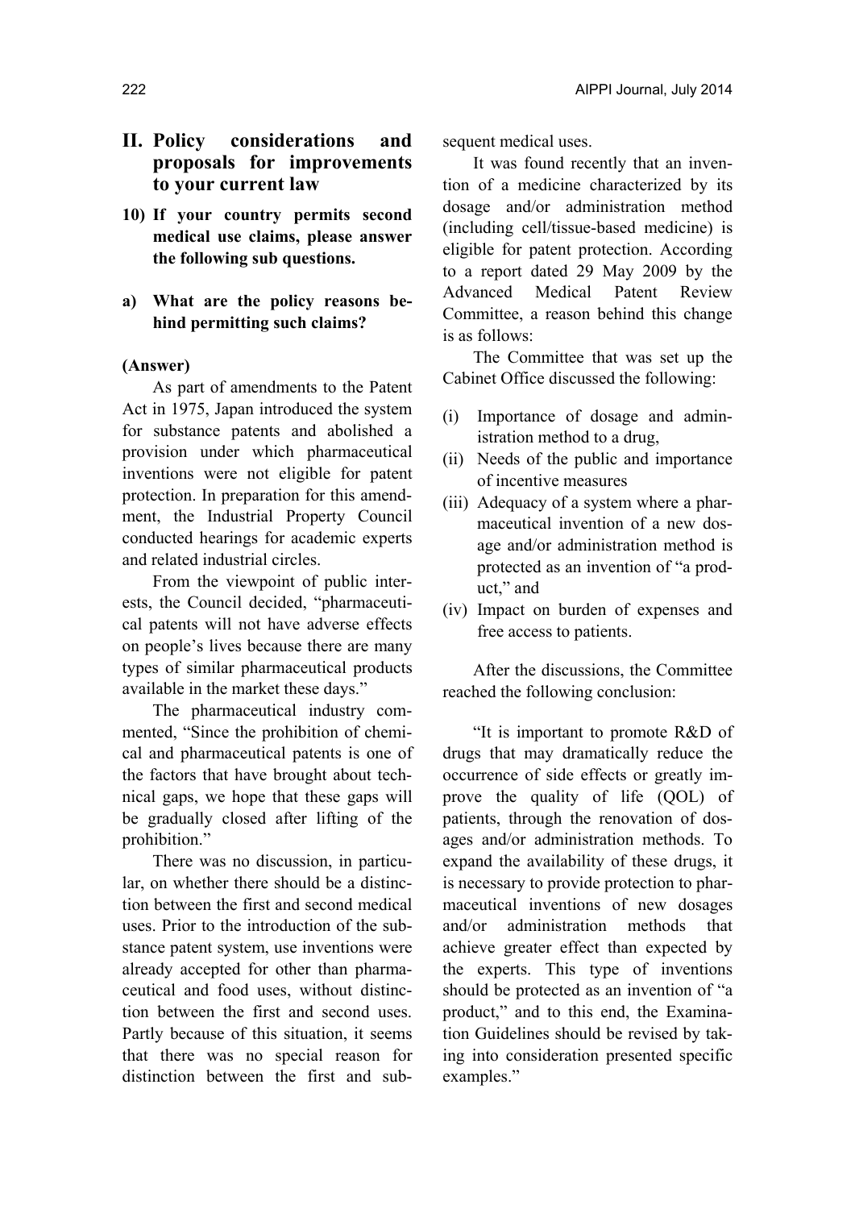## II. Policy considerations and proposals for improvements to your current law

### 10) If your country permits second medical use claims, please answer the following sub questions.

### a) What are the policy reasons behind permitting such claims?

**(Answer)**

As part of amendments to the Patent Act in 1975, Japan introduced the system for substance patents and abolished a provision under which pharmaceutical inventions were not eligible for patent protection. In preparation for this amendment, the Industrial Property Council conducted hearings for academic experts and related industrial circles.

From the viewpoint of public interests, the Council decided, "pharmaceutical patents will not have adverse effects on people's lives because there are many types of similar pharmaceutical products available in the market these days."

The pharmaceutical industry commented, "Since the prohibition of chemical and pharmaceutical patents is one of the factors that have brought about technical gaps, we hope that these gaps will be gradually closed after lifting of the prohibition."

There was no discussion, in particular, on whether there should be a distinction between the first and second medical uses. Prior to the introduction of the substance patent system, use inventions were already accepted for other than pharmaceutical and food uses, without distinction between the first and second uses. Partly because of this situation, it seems that there was no special reason for distinction between the first and subsequent medical uses.

It was found recently that an invention of a medicine characterized by its dosage and/or administration method (including cell/tissue-based medicine) is eligible for patent protection. According to a report dated 29 May 2009 by the Advanced Medical Patent Review Committee, a reason behind this change is as follows:

The Committee that was set up the Cabinet Office discussed the following:

(i) Importance of dosage and administration method to a drug,
(ii) Needs of the public and importance of incentive measures
(iii) Adequacy of a system where a pharmaceutical invention of a new dosage and/or administration method is protected as an invention of "a product," and
(iv) Impact on burden of expenses and free access to patients.

After the discussions, the Committee reached the following conclusion:

"It is important to promote R&D of drugs that may dramatically reduce the occurrence of side effects or greatly improve the quality of life (QOL) of patients, through the renovation of dosages and/or administration methods. To expand the availability of these drugs, it is necessary to provide protection to pharmaceutical inventions of new dosages and/or administration methods that achieve greater effect than expected by the experts. This type of inventions should be protected as an invention of "a product," and to this end, the Examination Guidelines should be revised by taking into consideration presented specific examples."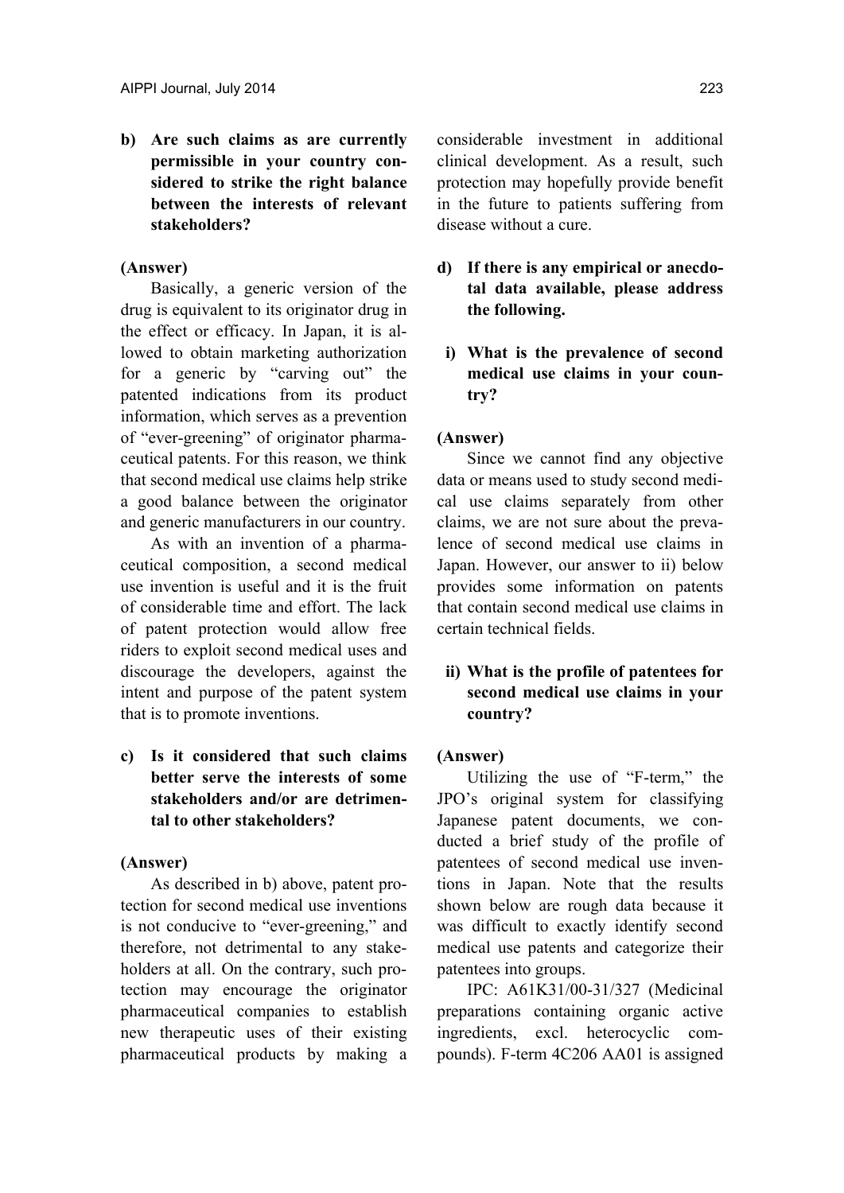**b) Are such claims as are currently permissible in your country considered to strike the right balance between the interests of relevant stakeholders?**

**(Answer)**

Basically, a generic version of the drug is equivalent to its originator drug in the effect or efficacy. In Japan, it is allowed to obtain marketing authorization for a generic by "carving out" the patented indications from its product information, which serves as a prevention of "ever-greening" of originator pharmaceutical patents. For this reason, we think that second medical use claims help strike a good balance between the originator and generic manufacturers in our country.

As with an invention of a pharmaceutical composition, a second medical use invention is useful and it is the fruit of considerable time and effort. The lack of patent protection would allow free riders to exploit second medical uses and discourage the developers, against the intent and purpose of the patent system that is to promote inventions.

**c) Is it considered that such claims better serve the interests of some stakeholders and/or are detrimental to other stakeholders?**

**(Answer)**

As described in b) above, patent protection for second medical use inventions is not conducive to "ever-greening," and therefore, not detrimental to any stakeholders at all. On the contrary, such protection may encourage the originator pharmaceutical companies to establish new therapeutic uses of their existing pharmaceutical products by making a considerable investment in additional clinical development. As a result, such protection may hopefully provide benefit in the future to patients suffering from disease without a cure.

**d) If there is any empirical or anecdotal data available, please address the following.**

**i) What is the prevalence of second medical use claims in your country?**

**(Answer)**

Since we cannot find any objective data or means used to study second medical use claims separately from other claims, we are not sure about the prevalence of second medical use claims in Japan. However, our answer to ii) below provides some information on patents that contain second medical use claims in certain technical fields.

**ii) What is the profile of patentees for second medical use claims in your country?**

**(Answer)**

Utilizing the use of "F-term," the JPO's original system for classifying Japanese patent documents, we conducted a brief study of the profile of patentees of second medical use inventions in Japan. Note that the results shown below are rough data because it was difficult to exactly identify second medical use patents and categorize their patentees into groups.

IPC: A61K31/00-31/327 (Medicinal preparations containing organic active ingredients, excl. heterocyclic compounds). F-term 4C206 AA01 is assigned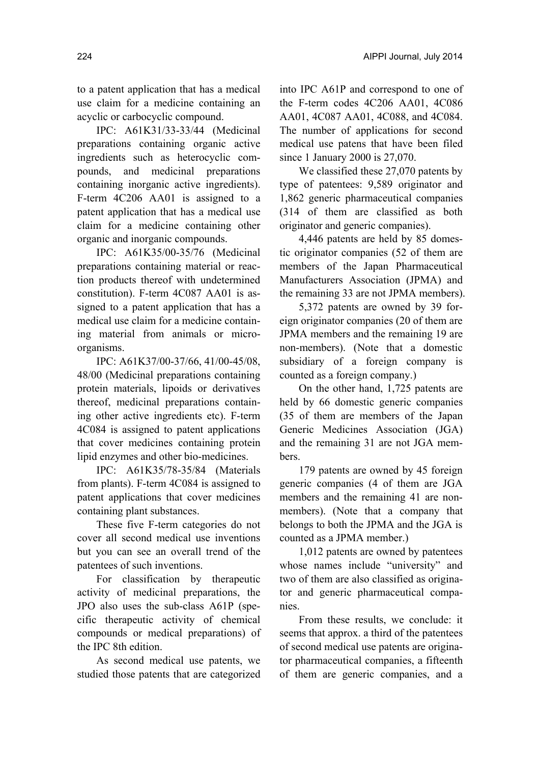to a patent application that has a medical use claim for a medicine containing an acyclic or carbocyclic compound.

IPC: A61K31/33-33/44 (Medicinal preparations containing organic active ingredients such as heterocyclic compounds, and medicinal preparations containing inorganic active ingredients). F-term 4C206 AA01 is assigned to a patent application that has a medical use claim for a medicine containing other organic and inorganic compounds.

IPC: A61K35/00-35/76 (Medicinal preparations containing material or reaction products thereof with undetermined constitution). F-term 4C087 AA01 is assigned to a patent application that has a medical use claim for a medicine containing material from animals or microorganisms.

IPC: A61K37/00-37/66, 41/00-45/08, 48/00 (Medicinal preparations containing protein materials, lipoids or derivatives thereof, medicinal preparations containing other active ingredients etc). F-term 4C084 is assigned to patent applications that cover medicines containing protein lipid enzymes and other bio-medicines.

IPC: A61K35/78-35/84 (Materials from plants). F-term 4C084 is assigned to patent applications that cover medicines containing plant substances.

These five F-term categories do not cover all second medical use inventions but you can see an overall trend of the patentees of such inventions.

For classification by therapeutic activity of medicinal preparations, the JPO also uses the sub-class A61P (specific therapeutic activity of chemical compounds or medical preparations) of the IPC 8th edition.

As second medical use patents, we studied those patents that are categorized into IPC A61P and correspond to one of the F-term codes 4C206 AA01, 4C086 AA01, 4C087 AA01, 4C088, and 4C084. The number of applications for second medical use patens that have been filed since 1 January 2000 is 27,070.

We classified these 27,070 patents by type of patentees: 9,589 originator and 1,862 generic pharmaceutical companies (314 of them are classified as both originator and generic companies).

4,446 patents are held by 85 domestic originator companies (52 of them are members of the Japan Pharmaceutical Manufacturers Association (JPMA) and the remaining 33 are not JPMA members).

5,372 patents are owned by 39 foreign originator companies (20 of them are JPMA members and the remaining 19 are non-members). (Note that a domestic subsidiary of a foreign company is counted as a foreign company.)

On the other hand, 1,725 patents are held by 66 domestic generic companies (35 of them are members of the Japan Generic Medicines Association (JGA) and the remaining 31 are not JGA members.

179 patents are owned by 45 foreign generic companies (4 of them are JGA members and the remaining 41 are non-members). (Note that a company that belongs to both the JPMA and the JGA is counted as a JPMA member.)

1,012 patents are owned by patentees whose names include "university" and two of them are also classified as originator and generic pharmaceutical companies.

From these results, we conclude: it seems that approx. a third of the patentees of second medical use patents are originator pharmaceutical companies, a fifteenth of them are generic companies, and a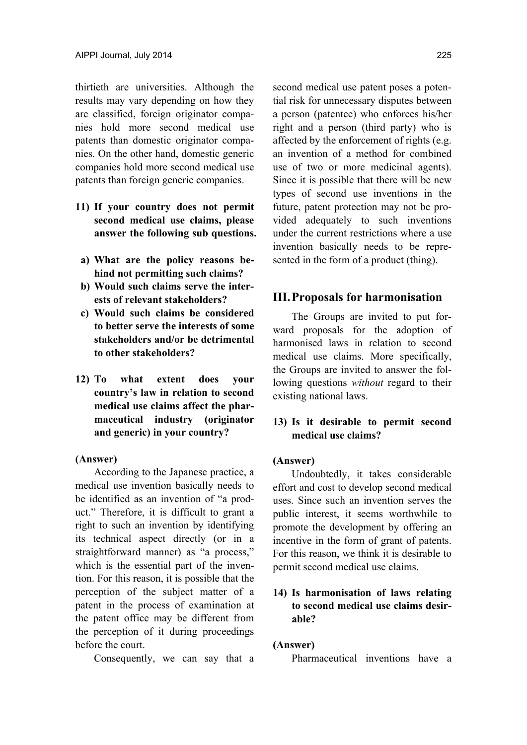thirtieth are universities. Although the results may vary depending on how they are classified, foreign originator companies hold more second medical use patents than domestic originator companies. On the other hand, domestic generic companies hold more second medical use patents than foreign generic companies.

**11) If your country does not permit second medical use claims, please answer the following sub questions.**

**a) What are the policy reasons behind not permitting such claims?**

**b) Would such claims serve the interests of relevant stakeholders?**

**c) Would such claims be considered to better serve the interests of some stakeholders and/or be detrimental to other stakeholders?**

**12) To what extent does your country's law in relation to second medical use claims affect the pharmaceutical industry (originator and generic) in your country?**

**(Answer)**

According to the Japanese practice, a medical use invention basically needs to be identified as an invention of "a product." Therefore, it is difficult to grant a right to such an invention by identifying its technical aspect directly (or in a straightforward manner) as "a process," which is the essential part of the invention. For this reason, it is possible that the perception of the subject matter of a patent in the process of examination at the patent office may be different from the perception of it during proceedings before the court.

Consequently, we can say that a second medical use patent poses a potential risk for unnecessary disputes between a person (patentee) who enforces his/her right and a person (third party) who is affected by the enforcement of rights (e.g. an invention of a method for combined use of two or more medicinal agents). Since it is possible that there will be new types of second use inventions in the future, patent protection may not be provided adequately to such inventions under the current restrictions where a use invention basically needs to be represented in the form of a product (thing).

## III. Proposals for harmonisation

The Groups are invited to put forward proposals for the adoption of harmonised laws in relation to second medical use claims. More specifically, the Groups are invited to answer the following questions *without* regard to their existing national laws.

**13) Is it desirable to permit second medical use claims?**

**(Answer)**

Undoubtedly, it takes considerable effort and cost to develop second medical uses. Since such an invention serves the public interest, it seems worthwhile to promote the development by offering an incentive in the form of grant of patents. For this reason, we think it is desirable to permit second medical use claims.

**14) Is harmonisation of laws relating to second medical use claims desirable?**

**(Answer)**

Pharmaceutical inventions have a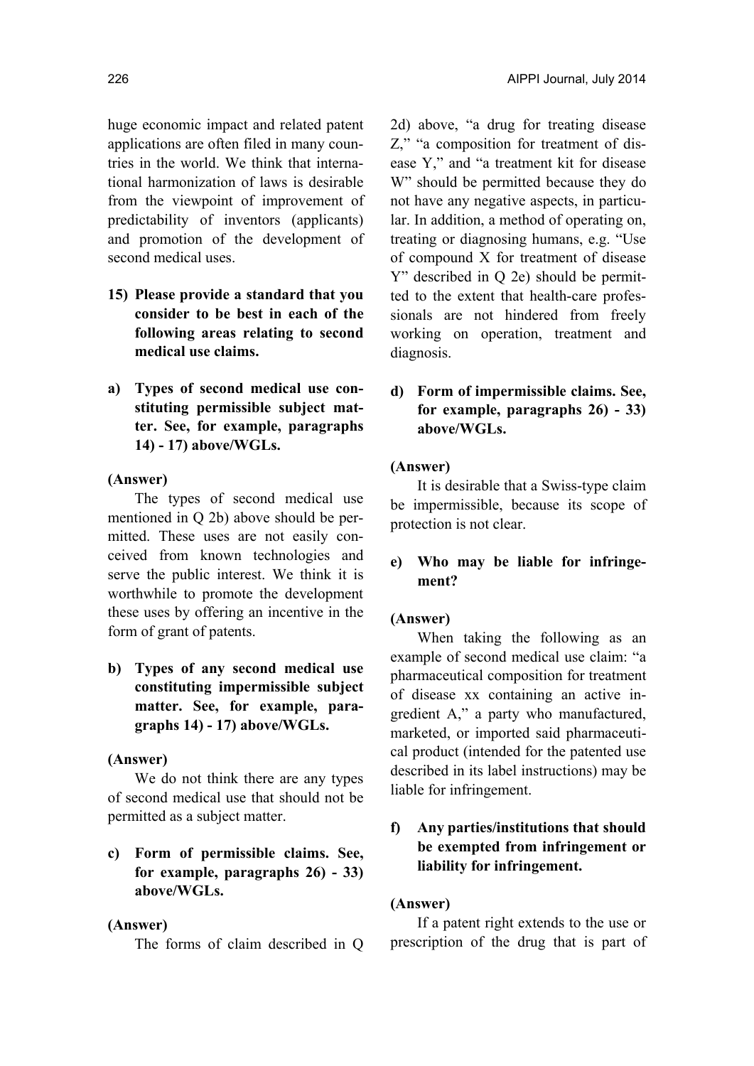huge economic impact and related patent applications are often filed in many countries in the world. We think that international harmonization of laws is desirable from the viewpoint of improvement of predictability of inventors (applicants) and promotion of the development of second medical uses.

**15) Please provide a standard that you consider to be best in each of the following areas relating to second medical use claims.**

**a) Types of second medical use constituting permissible subject matter. See, for example, paragraphs 14) - 17) above/WGLs.**

**(Answer)**

The types of second medical use mentioned in Q 2b) above should be permitted. These uses are not easily conceived from known technologies and serve the public interest. We think it is worthwhile to promote the development these uses by offering an incentive in the form of grant of patents.

**b) Types of any second medical use constituting impermissible subject matter. See, for example, paragraphs 14) - 17) above/WGLs.**

**(Answer)**

We do not think there are any types of second medical use that should not be permitted as a subject matter.

**c) Form of permissible claims. See, for example, paragraphs 26) - 33) above/WGLs.**

**(Answer)**

The forms of claim described in Q 2d) above, "a drug for treating disease Z," "a composition for treatment of disease Y," and "a treatment kit for disease W" should be permitted because they do not have any negative aspects, in particular. In addition, a method of operating on, treating or diagnosing humans, e.g. "Use of compound X for treatment of disease Y" described in Q 2e) should be permitted to the extent that health-care professionals are not hindered from freely working on operation, treatment and diagnosis.

**d) Form of impermissible claims. See, for example, paragraphs 26) - 33) above/WGLs.**

**(Answer)**

It is desirable that a Swiss-type claim be impermissible, because its scope of protection is not clear.

**e) Who may be liable for infringement?**

**(Answer)**

When taking the following as an example of second medical use claim: "a pharmaceutical composition for treatment of disease xx containing an active ingredient A," a party who manufactured, marketed, or imported said pharmaceutical product (intended for the patented use described in its label instructions) may be liable for infringement.

**f) Any parties/institutions that should be exempted from infringement or liability for infringement.**

**(Answer)**

If a patent right extends to the use or prescription of the drug that is part of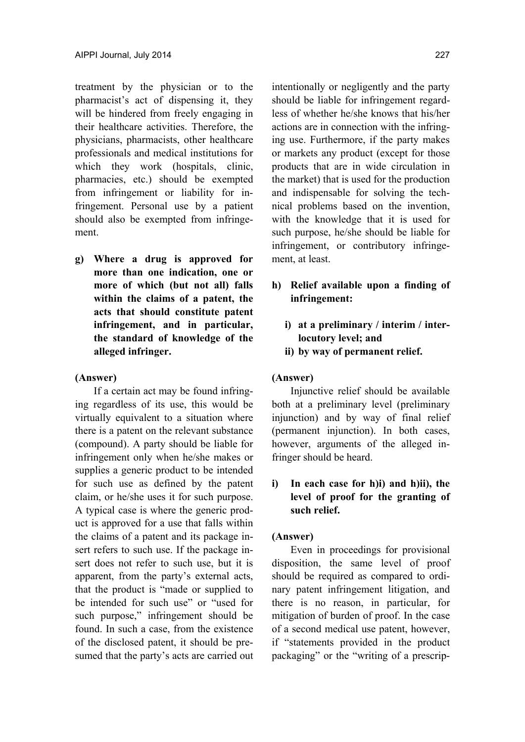treatment by the physician or to the pharmacist's act of dispensing it, they will be hindered from freely engaging in their healthcare activities. Therefore, the physicians, pharmacists, other healthcare professionals and medical institutions for which they work (hospitals, clinic, pharmacies, etc.) should be exempted from infringement or liability for infringement. Personal use by a patient should also be exempted from infringement.

**g) Where a drug is approved for more than one indication, one or more of which (but not all) falls within the claims of a patent, the acts that should constitute patent infringement, and in particular, the standard of knowledge of the alleged infringer.**

**(Answer)**

If a certain act may be found infringing regardless of its use, this would be virtually equivalent to a situation where there is a patent on the relevant substance (compound). A party should be liable for infringement only when he/she makes or supplies a generic product to be intended for such use as defined by the patent claim, or he/she uses it for such purpose. A typical case is where the generic product is approved for a use that falls within the claims of a patent and its package insert refers to such use. If the package insert does not refer to such use, but it is apparent, from the party's external acts, that the product is "made or supplied to be intended for such use" or "used for such purpose," infringement should be found. In such a case, from the existence of the disclosed patent, it should be presumed that the party's acts are carried out intentionally or negligently and the party should be liable for infringement regardless of whether he/she knows that his/her actions are in connection with the infringing use. Furthermore, if the party makes or markets any product (except for those products that are in wide circulation in the market) that is used for the production and indispensable for solving the technical problems based on the invention, with the knowledge that it is used for such purpose, he/she should be liable for infringement, or contributory infringement, at least.

**h) Relief available upon a finding of infringement:**

**i) at a preliminary / interim / interlocutory level; and**

**ii) by way of permanent relief.**

**(Answer)**

Injunctive relief should be available both at a preliminary level (preliminary injunction) and by way of final relief (permanent injunction). In both cases, however, arguments of the alleged infringer should be heard.

**i) In each case for h)i) and h)ii), the level of proof for the granting of such relief.**

**(Answer)**

Even in proceedings for provisional disposition, the same level of proof should be required as compared to ordinary patent infringement litigation, and there is no reason, in particular, for mitigation of burden of proof. In the case of a second medical use patent, however, if "statements provided in the product packaging" or the "writing of a prescrip-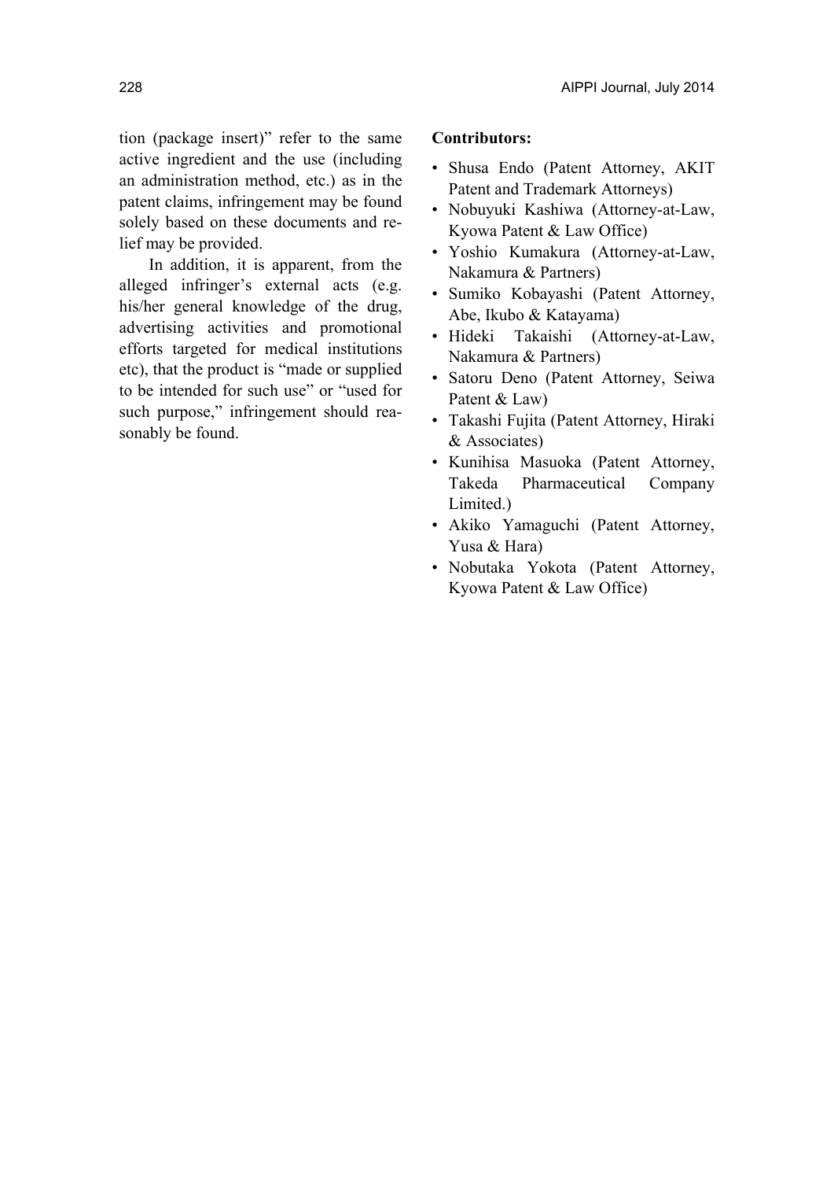tion (package insert)" refer to the same active ingredient and the use (including an administration method, etc.) as in the patent claims, infringement may be found solely based on these documents and relief may be provided.

In addition, it is apparent, from the alleged infringer's external acts (e.g. his/her general knowledge of the drug, advertising activities and promotional efforts targeted for medical institutions etc), that the product is "made or supplied to be intended for such use" or "used for such purpose," infringement should reasonably be found.

**Contributors:**

- Shusa Endo (Patent Attorney, AKIT Patent and Trademark Attorneys)
- Nobuyuki Kashiwa (Attorney-at-Law, Kyowa Patent & Law Office)
- Yoshio Kumakura (Attorney-at-Law, Nakamura & Partners)
- Sumiko Kobayashi (Patent Attorney, Abe, Ikubo & Katayama)
- Hideki Takaishi (Attorney-at-Law, Nakamura & Partners)
- Satoru Deno (Patent Attorney, Seiwa Patent & Law)
- Takashi Fujita (Patent Attorney, Hiraki & Associates)
- Kunihisa Masuoka (Patent Attorney, Takeda Pharmaceutical Company Limited.)
- Akiko Yamaguchi (Patent Attorney, Yusa & Hara)
- Nobutaka Yokota (Patent Attorney, Kyowa Patent & Law Office)